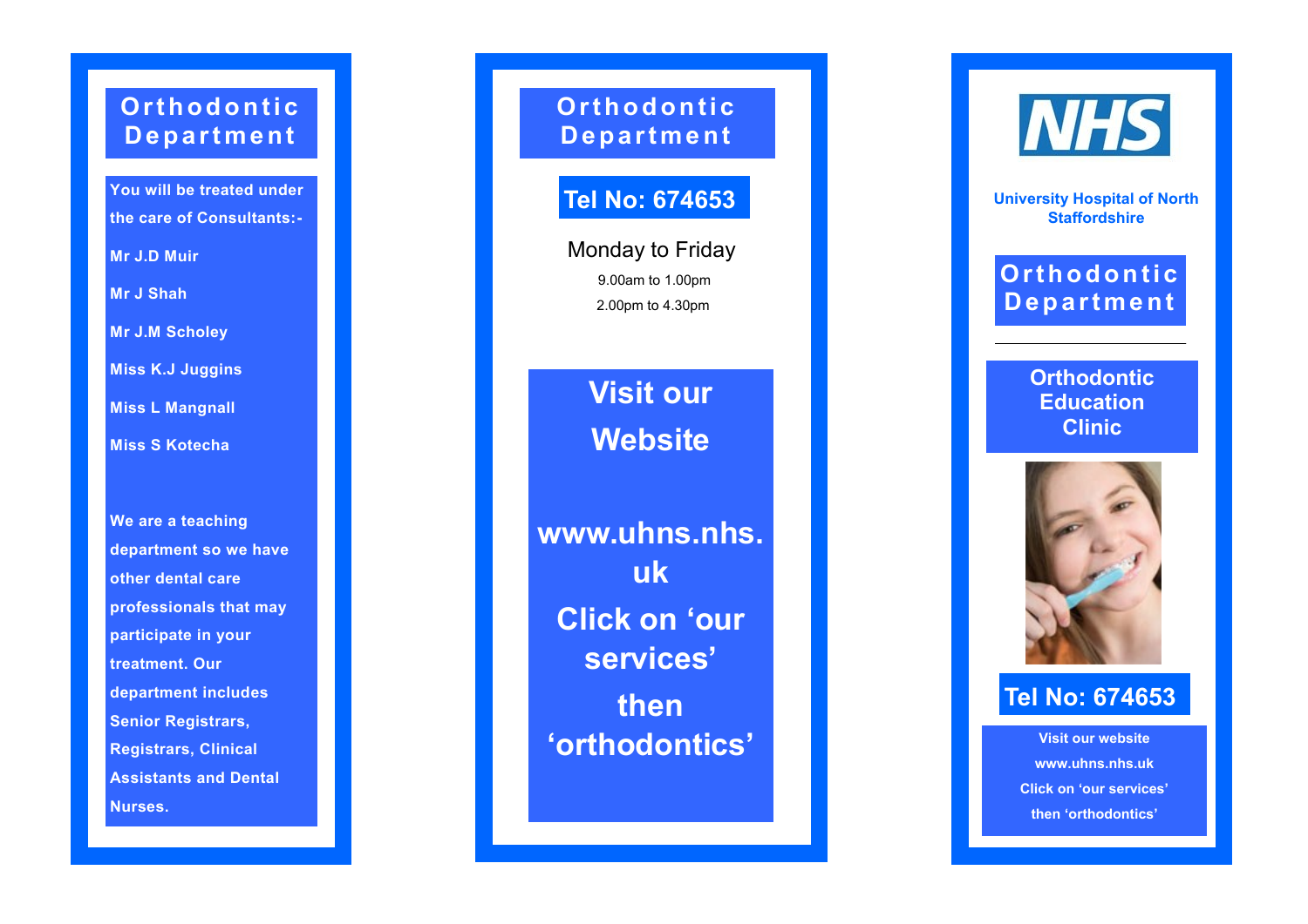## Orthodontic Department

You will be treated under the care of Consultants:-

Mr J.D Muir

Mr J Shah

Mr J.M Scholey

Miss K.J Juggins

Miss L Mangnall

Miss S Kotecha

We are a teaching department so we have other dental care professionals that may participate in your treatment. Our department includes Senior Registrars, Registrars, Clinical Assistants and Dental Nurses.

## Orthodontic Department

**Tel No: 674653**

Monday to Friday

9.00am to 1.00pm

2.00pm to 4.30pm

**Visit our Website**

**www.uhns.nhs.uk**

**Click on 'our services' then 'orthodontics'**

NHS

**University Hospital of North Staffordshire**

## Orthodontic Department

### Orthodontic Education Clinic

**Tel No: 674653**

**Visit our website**
**www.uhns.nhs.uk**
**Click on 'our services'**
**then 'orthodontics'**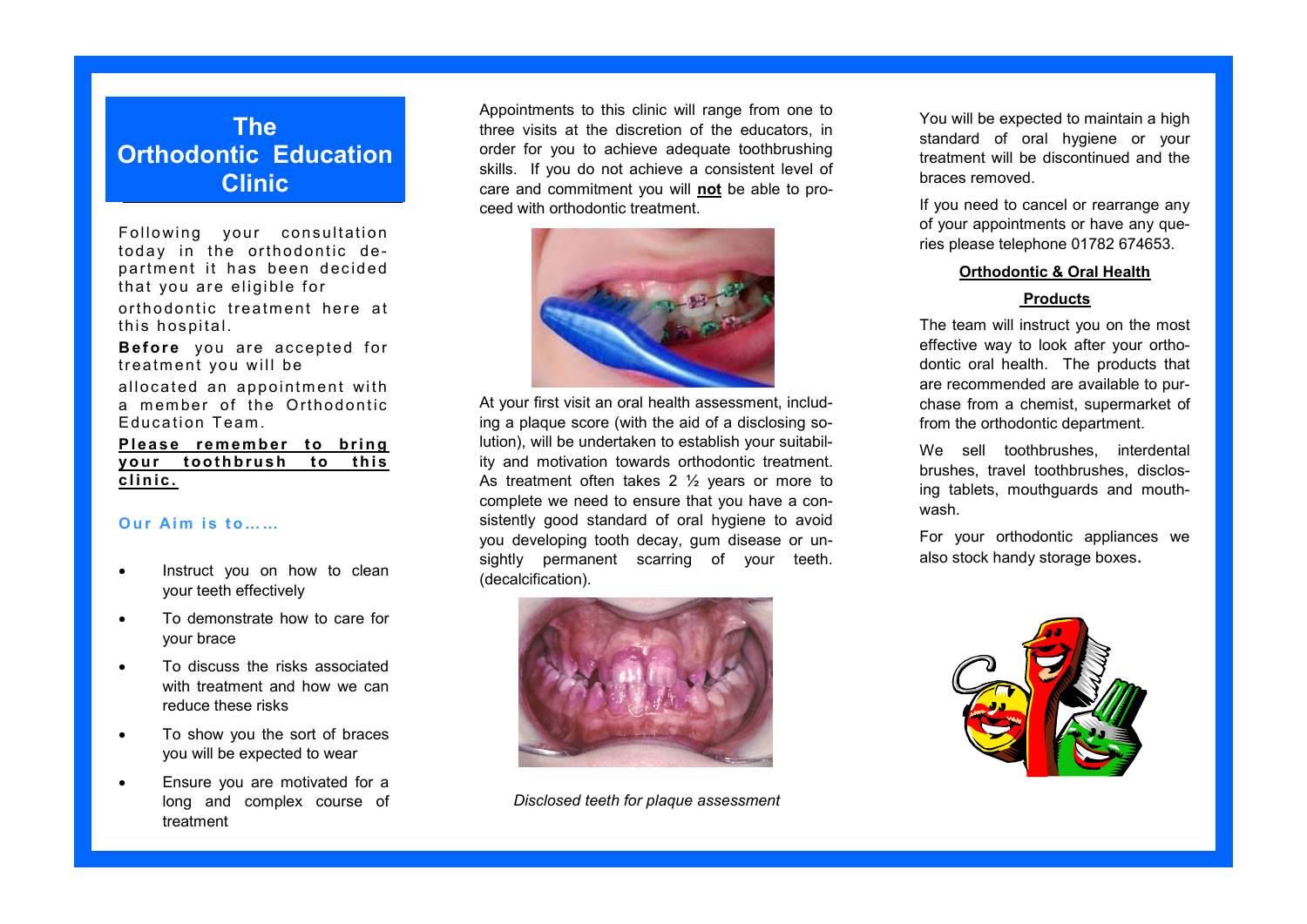# The Orthodontic Education Clinic

Following your consultation today in the orthodontic department it has been decided that you are eligible for orthodontic treatment here at this hospital.

**Before** you are accepted for treatment you will be allocated an appointment with a member of the Orthodontic Education Team.

**Please remember to bring your toothbrush to this clinic.**

**Our Aim is to……**

- Instruct you on how to clean your teeth effectively
- To demonstrate how to care for your brace
- To discuss the risks associated with treatment and how we can reduce these risks
- To show you the sort of braces you will be expected to wear
- Ensure you are motivated for a long and complex course of treatment

Appointments to this clinic will range from one to three visits at the discretion of the educators, in order for you to achieve adequate toothbrushing skills. If you do not achieve a consistent level of care and commitment you will **not** be able to proceed with orthodontic treatment.

At your first visit an oral health assessment, including a plaque score (with the aid of a disclosing solution), will be undertaken to establish your suitability and motivation towards orthodontic treatment. As treatment often takes 2 ½ years or more to complete we need to ensure that you have a consistently good standard of oral hygiene to avoid you developing tooth decay, gum disease or unsightly permanent scarring of your teeth. (decalcification).

*Disclosed teeth for plaque assessment*

You will be expected to maintain a high standard of oral hygiene or your treatment will be discontinued and the braces removed.

If you need to cancel or rearrange any of your appointments or have any queries please telephone 01782 674653.

## Orthodontic & Oral Health Products

The team will instruct you on the most effective way to look after your orthodontic oral health. The products that are recommended are available to purchase from a chemist, supermarket of from the orthodontic department.

We sell toothbrushes, interdental brushes, travel toothbrushes, disclosing tablets, mouthguards and mouthwash.

For your orthodontic appliances we also stock handy storage boxes.